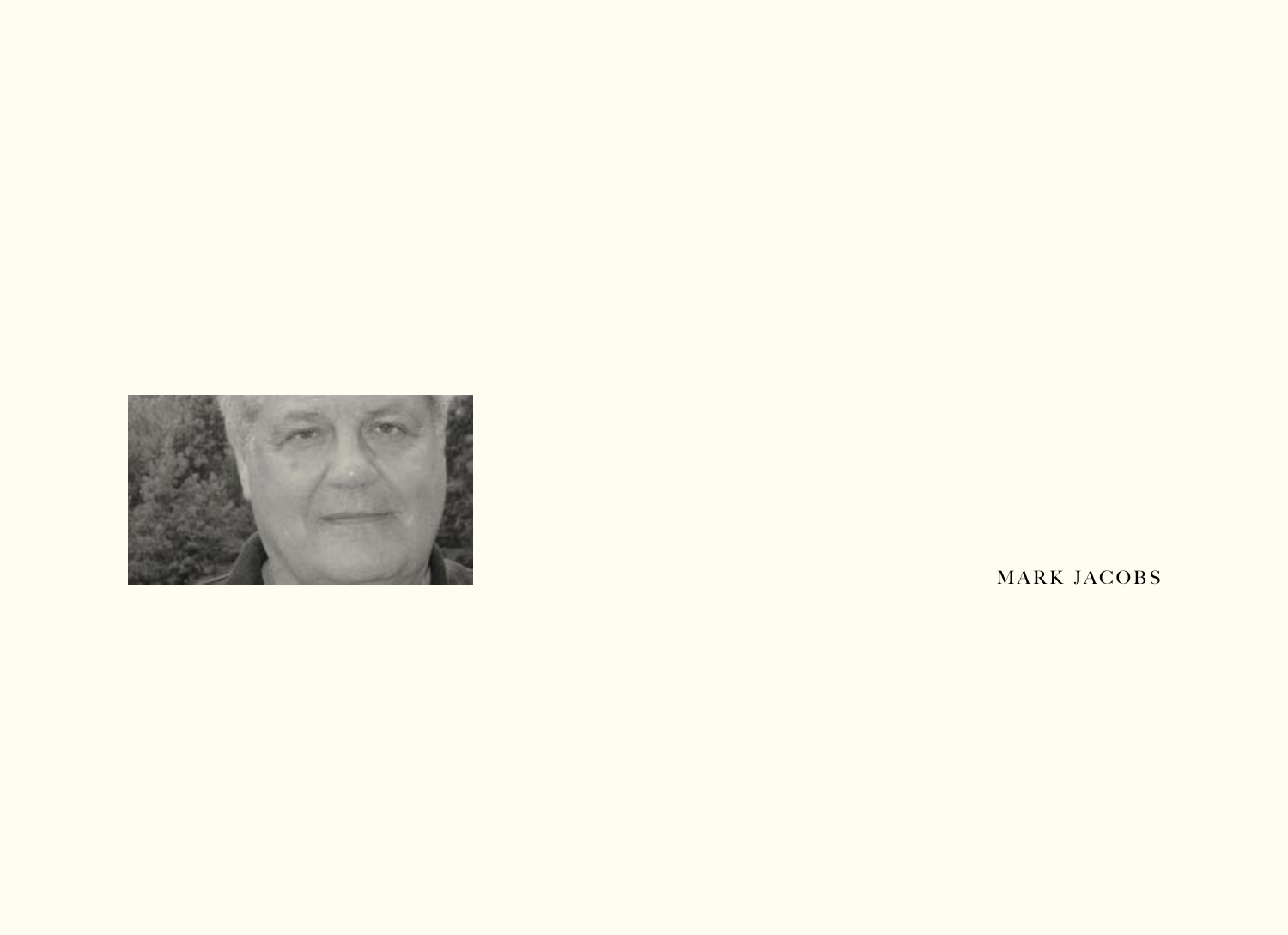MARK JACOBS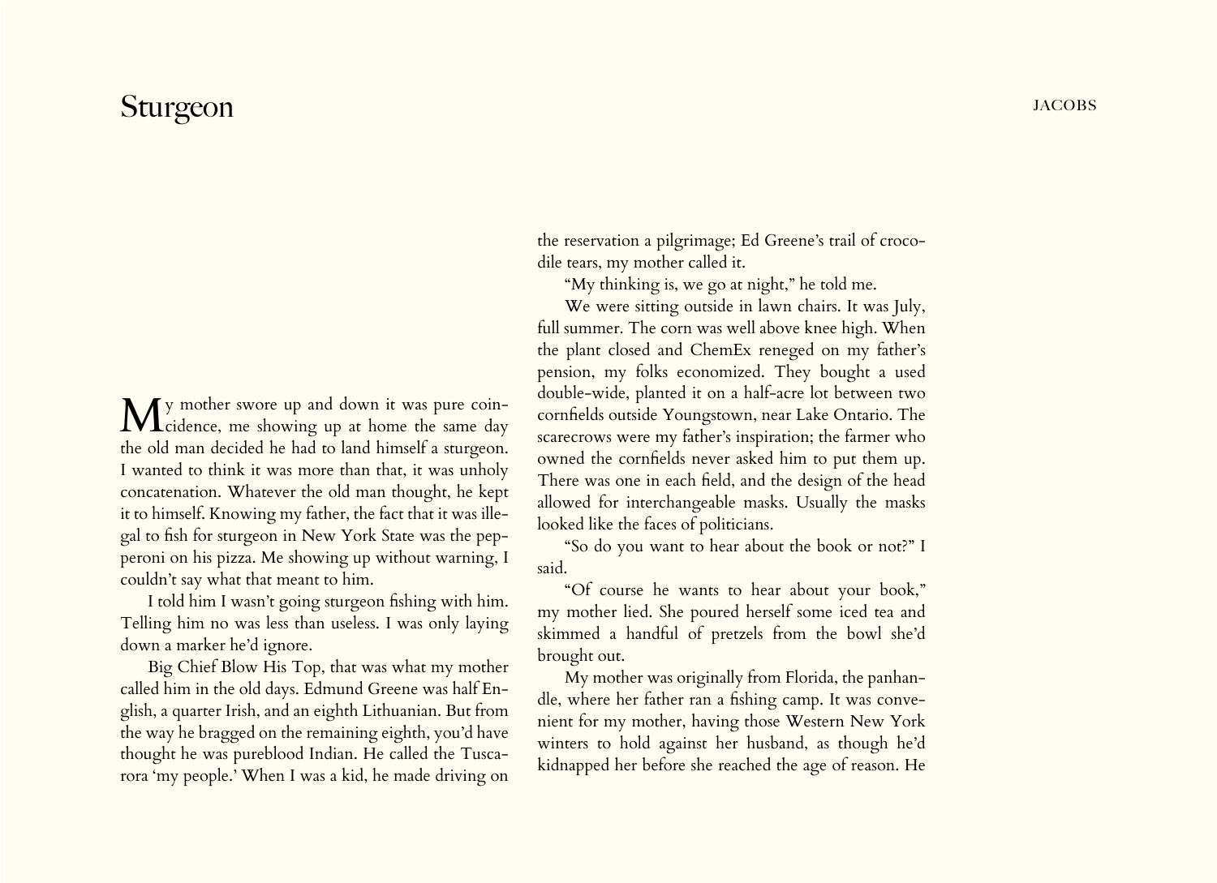# Sturgeon

My mother swore up and down it was pure coincidence, me showing up at home the same day the old man decided he had to land himself a sturgeon. I wanted to think it was more than that, it was unholy concatenation. Whatever the old man thought, he kept it to himself. Knowing my father, the fact that it was illegal to fish for sturgeon in New York State was the pepperoni on his pizza. Me showing up without warning, I couldn't say what that meant to him.

I told him I wasn't going sturgeon fishing with him. Telling him no was less than useless. I was only laying down a marker he'd ignore.

Big Chief Blow His Top, that was what my mother called him in the old days. Edmund Greene was half English, a quarter Irish, and an eighth Lithuanian. But from the way he bragged on the remaining eighth, you'd have thought he was pureblood Indian. He called the Tuscarora 'my people.' When I was a kid, he made driving on the reservation a pilgrimage; Ed Greene's trail of crocodile tears, my mother called it.

"My thinking is, we go at night," he told me.

We were sitting outside in lawn chairs. It was July, full summer. The corn was well above knee high. When the plant closed and ChemEx reneged on my father's pension, my folks economized. They bought a used double-wide, planted it on a half-acre lot between two cornfields outside Youngstown, near Lake Ontario. The scarecrows were my father's inspiration; the farmer who owned the cornfields never asked him to put them up. There was one in each field, and the design of the head allowed for interchangeable masks. Usually the masks looked like the faces of politicians.

"So do you want to hear about the book or not?" I said.

"Of course he wants to hear about your book," my mother lied. She poured herself some iced tea and skimmed a handful of pretzels from the bowl she'd brought out.

My mother was originally from Florida, the panhandle, where her father ran a fishing camp. It was convenient for my mother, having those Western New York winters to hold against her husband, as though he'd kidnapped her before she reached the age of reason. He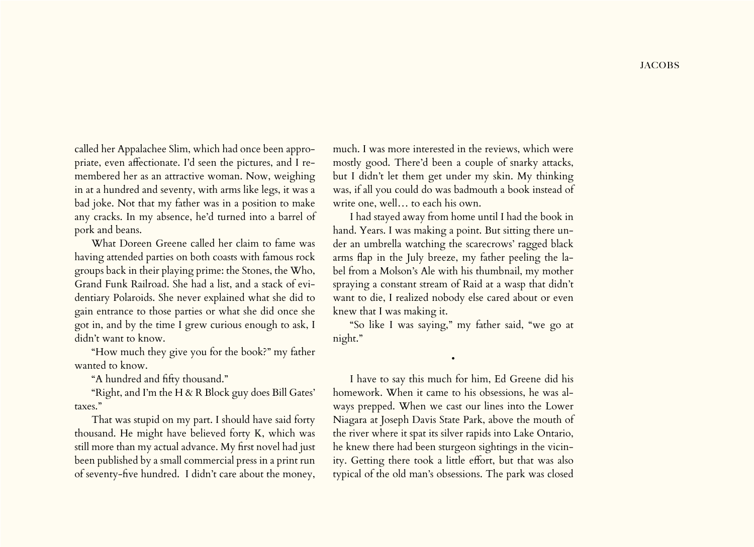called her Appalachee Slim, which had once been appropriate, even affectionate. I'd seen the pictures, and I remembered her as an attractive woman. Now, weighing in at a hundred and seventy, with arms like legs, it was a bad joke. Not that my father was in a position to make any cracks. In my absence, he'd turned into a barrel of pork and beans.

What Doreen Greene called her claim to fame was having attended parties on both coasts with famous rock groups back in their playing prime: the Stones, the Who, Grand Funk Railroad. She had a list, and a stack of evidentiary Polaroids. She never explained what she did to gain entrance to those parties or what she did once she got in, and by the time I grew curious enough to ask, I didn't want to know.

"How much they give you for the book?" my father wanted to know.

"A hundred and fifty thousand."

"Right, and I'm the H & R Block guy does Bill Gates' taxes."

That was stupid on my part. I should have said forty thousand. He might have believed forty K, which was still more than my actual advance. My first novel had just been published by a small commercial press in a print run of seventy-five hundred. I didn't care about the money, much. I was more interested in the reviews, which were mostly good. There'd been a couple of snarky attacks, but I didn't let them get under my skin. My thinking was, if all you could do was badmouth a book instead of write one, well… to each his own.

I had stayed away from home until I had the book in hand. Years. I was making a point. But sitting there under an umbrella watching the scarecrows' ragged black arms flap in the July breeze, my father peeling the label from a Molson's Ale with his thumbnail, my mother spraying a constant stream of Raid at a wasp that didn't want to die, I realized nobody else cared about or even knew that I was making it.

"So like I was saying," my father said, "we go at night."

•

I have to say this much for him, Ed Greene did his homework. When it came to his obsessions, he was always prepped. When we cast our lines into the Lower Niagara at Joseph Davis State Park, above the mouth of the river where it spat its silver rapids into Lake Ontario, he knew there had been sturgeon sightings in the vicinity. Getting there took a little effort, but that was also typical of the old man's obsessions. The park was closed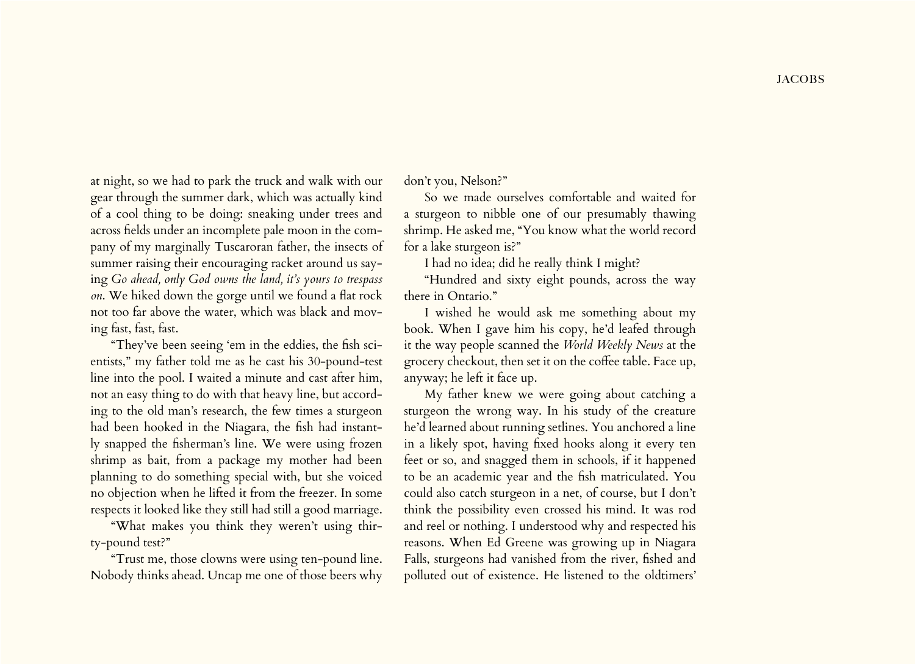at night, so we had to park the truck and walk with our gear through the summer dark, which was actually kind of a cool thing to be doing: sneaking under trees and across fields under an incomplete pale moon in the company of my marginally Tuscaroran father, the insects of summer raising their encouraging racket around us saying *Go ahead, only God owns the land, it's yours to trespass on*. We hiked down the gorge until we found a flat rock not too far above the water, which was black and moving fast, fast, fast.

"They've been seeing 'em in the eddies, the fish scientists," my father told me as he cast his 30-pound-test line into the pool. I waited a minute and cast after him, not an easy thing to do with that heavy line, but according to the old man's research, the few times a sturgeon had been hooked in the Niagara, the fish had instantly snapped the fisherman's line. We were using frozen shrimp as bait, from a package my mother had been planning to do something special with, but she voiced no objection when he lifted it from the freezer. In some respects it looked like they still had still a good marriage.

"What makes you think they weren't using thirty-pound test?"

"Trust me, those clowns were using ten-pound line. Nobody thinks ahead. Uncap me one of those beers why don't you, Nelson?"

So we made ourselves comfortable and waited for a sturgeon to nibble one of our presumably thawing shrimp. He asked me, "You know what the world record for a lake sturgeon is?"

I had no idea; did he really think I might?

"Hundred and sixty eight pounds, across the way there in Ontario."

I wished he would ask me something about my book. When I gave him his copy, he'd leafed through it the way people scanned the *World Weekly News* at the grocery checkout, then set it on the coffee table. Face up, anyway; he left it face up.

My father knew we were going about catching a sturgeon the wrong way. In his study of the creature he'd learned about running setlines. You anchored a line in a likely spot, having fixed hooks along it every ten feet or so, and snagged them in schools, if it happened to be an academic year and the fish matriculated. You could also catch sturgeon in a net, of course, but I don't think the possibility even crossed his mind. It was rod and reel or nothing. I understood why and respected his reasons. When Ed Greene was growing up in Niagara Falls, sturgeons had vanished from the river, fished and polluted out of existence. He listened to the oldtimers'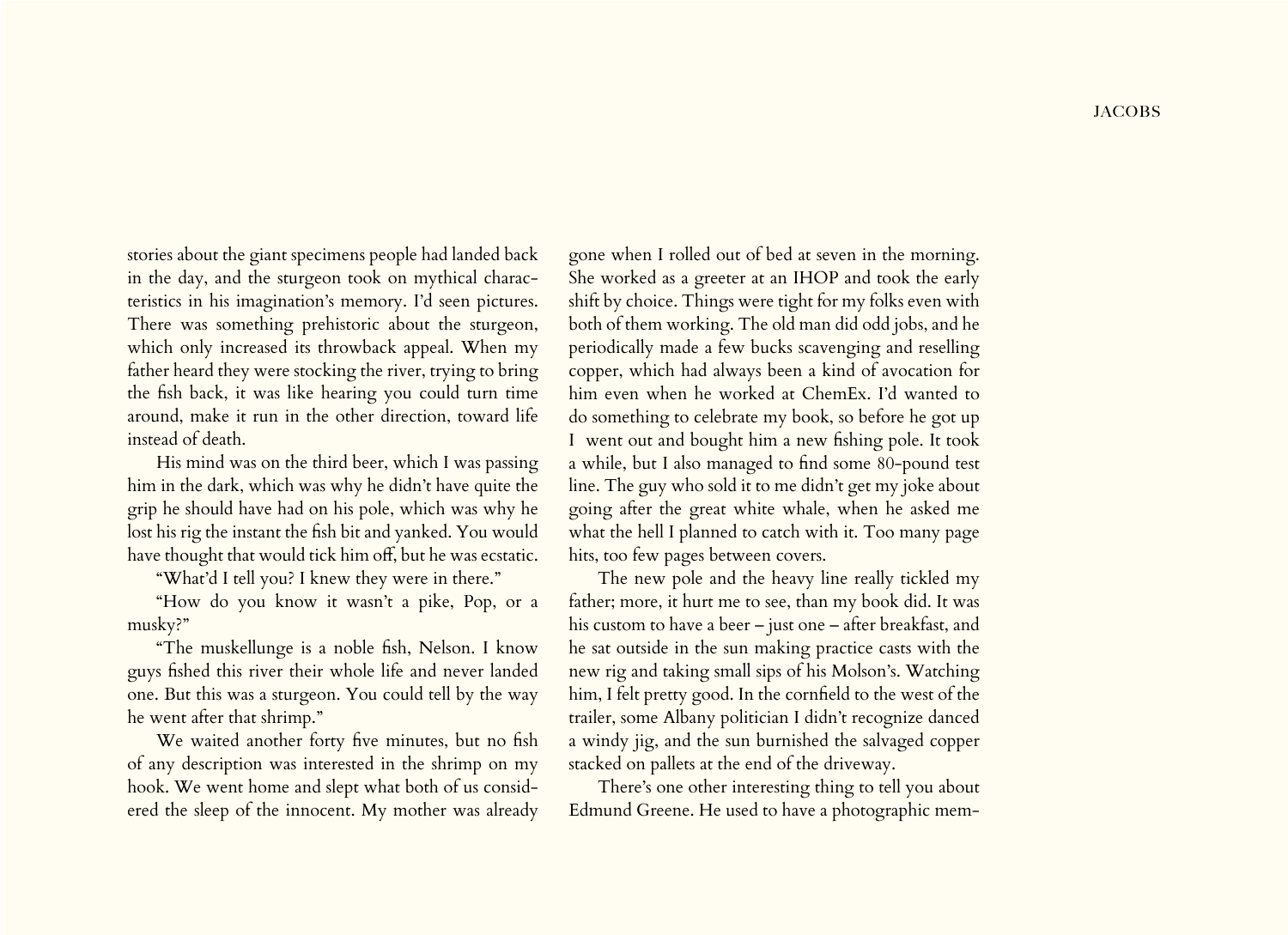stories about the giant specimens people had landed back in the day, and the sturgeon took on mythical characteristics in his imagination's memory. I'd seen pictures. There was something prehistoric about the sturgeon, which only increased its throwback appeal. When my father heard they were stocking the river, trying to bring the fish back, it was like hearing you could turn time around, make it run in the other direction, toward life instead of death.

His mind was on the third beer, which I was passing him in the dark, which was why he didn't have quite the grip he should have had on his pole, which was why he lost his rig the instant the fish bit and yanked. You would have thought that would tick him off, but he was ecstatic.

"What'd I tell you? I knew they were in there."

"How do you know it wasn't a pike, Pop, or a musky?"

"The muskellunge is a noble fish, Nelson. I know guys fished this river their whole life and never landed one. But this was a sturgeon. You could tell by the way he went after that shrimp."

We waited another forty five minutes, but no fish of any description was interested in the shrimp on my hook. We went home and slept what both of us considered the sleep of the innocent. My mother was already gone when I rolled out of bed at seven in the morning. She worked as a greeter at an IHOP and took the early shift by choice. Things were tight for my folks even with both of them working. The old man did odd jobs, and he periodically made a few bucks scavenging and reselling copper, which had always been a kind of avocation for him even when he worked at ChemEx. I'd wanted to do something to celebrate my book, so before he got up I went out and bought him a new fishing pole. It took a while, but I also managed to find some 80-pound test line. The guy who sold it to me didn't get my joke about going after the great white whale, when he asked me what the hell I planned to catch with it. Too many page hits, too few pages between covers.

The new pole and the heavy line really tickled my father; more, it hurt me to see, than my book did. It was his custom to have a beer – just one – after breakfast, and he sat outside in the sun making practice casts with the new rig and taking small sips of his Molson's. Watching him, I felt pretty good. In the cornfield to the west of the trailer, some Albany politician I didn't recognize danced a windy jig, and the sun burnished the salvaged copper stacked on pallets at the end of the driveway.

There's one other interesting thing to tell you about Edmund Greene. He used to have a photographic mem-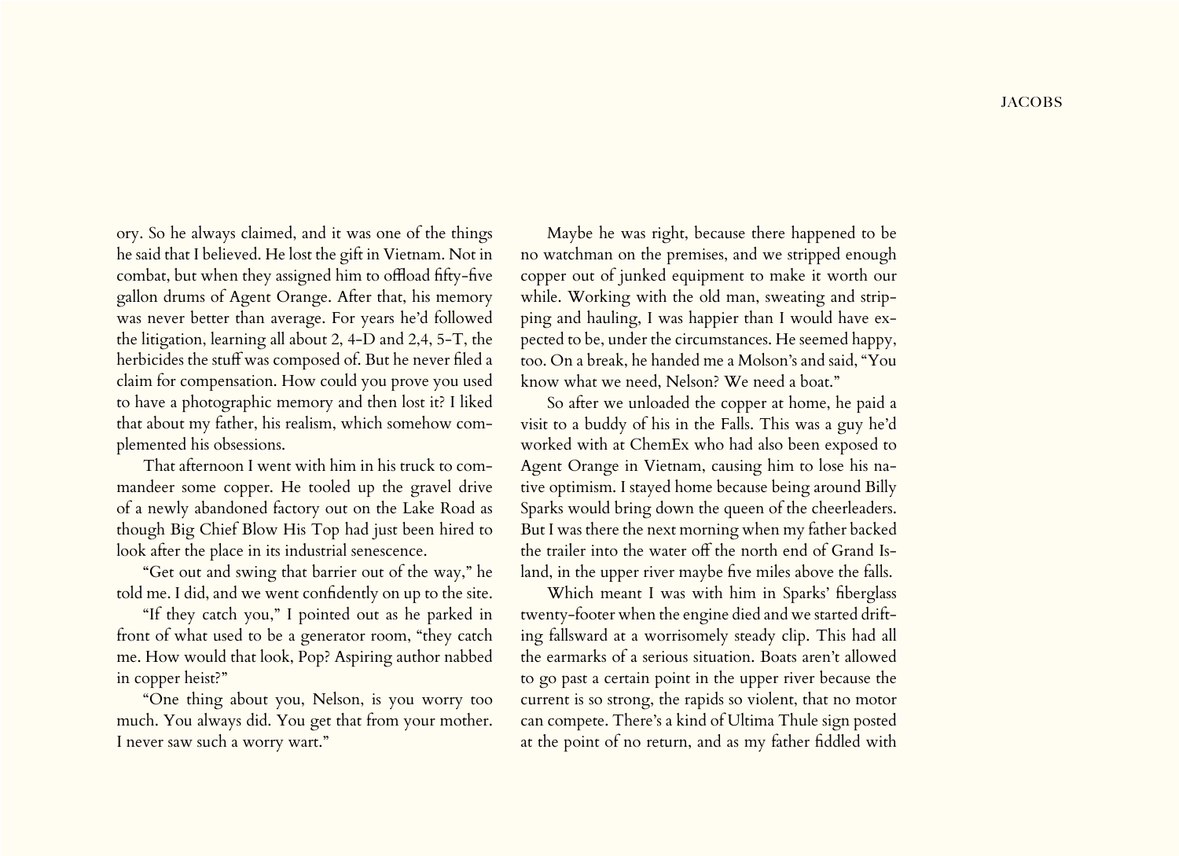ory. So he always claimed, and it was one of the things he said that I believed. He lost the gift in Vietnam. Not in combat, but when they assigned him to offload fifty-five gallon drums of Agent Orange. After that, his memory was never better than average. For years he'd followed the litigation, learning all about 2, 4-D and 2,4, 5-T, the herbicides the stuff was composed of. But he never filed a claim for compensation. How could you prove you used to have a photographic memory and then lost it? I liked that about my father, his realism, which somehow complemented his obsessions.

That afternoon I went with him in his truck to commandeer some copper. He tooled up the gravel drive of a newly abandoned factory out on the Lake Road as though Big Chief Blow His Top had just been hired to look after the place in its industrial senescence.

"Get out and swing that barrier out of the way," he told me. I did, and we went confidently on up to the site.

"If they catch you," I pointed out as he parked in front of what used to be a generator room, "they catch me. How would that look, Pop? Aspiring author nabbed in copper heist?"

"One thing about you, Nelson, is you worry too much. You always did. You get that from your mother. I never saw such a worry wart."

Maybe he was right, because there happened to be no watchman on the premises, and we stripped enough copper out of junked equipment to make it worth our while. Working with the old man, sweating and stripping and hauling, I was happier than I would have expected to be, under the circumstances. He seemed happy, too. On a break, he handed me a Molson's and said, "You know what we need, Nelson? We need a boat."

So after we unloaded the copper at home, he paid a visit to a buddy of his in the Falls. This was a guy he'd worked with at ChemEx who had also been exposed to Agent Orange in Vietnam, causing him to lose his native optimism. I stayed home because being around Billy Sparks would bring down the queen of the cheerleaders. But I was there the next morning when my father backed the trailer into the water off the north end of Grand Island, in the upper river maybe five miles above the falls.

Which meant I was with him in Sparks' fiberglass twenty-footer when the engine died and we started drifting fallsward at a worrisomely steady clip. This had all the earmarks of a serious situation. Boats aren't allowed to go past a certain point in the upper river because the current is so strong, the rapids so violent, that no motor can compete. There's a kind of Ultima Thule sign posted at the point of no return, and as my father fiddled with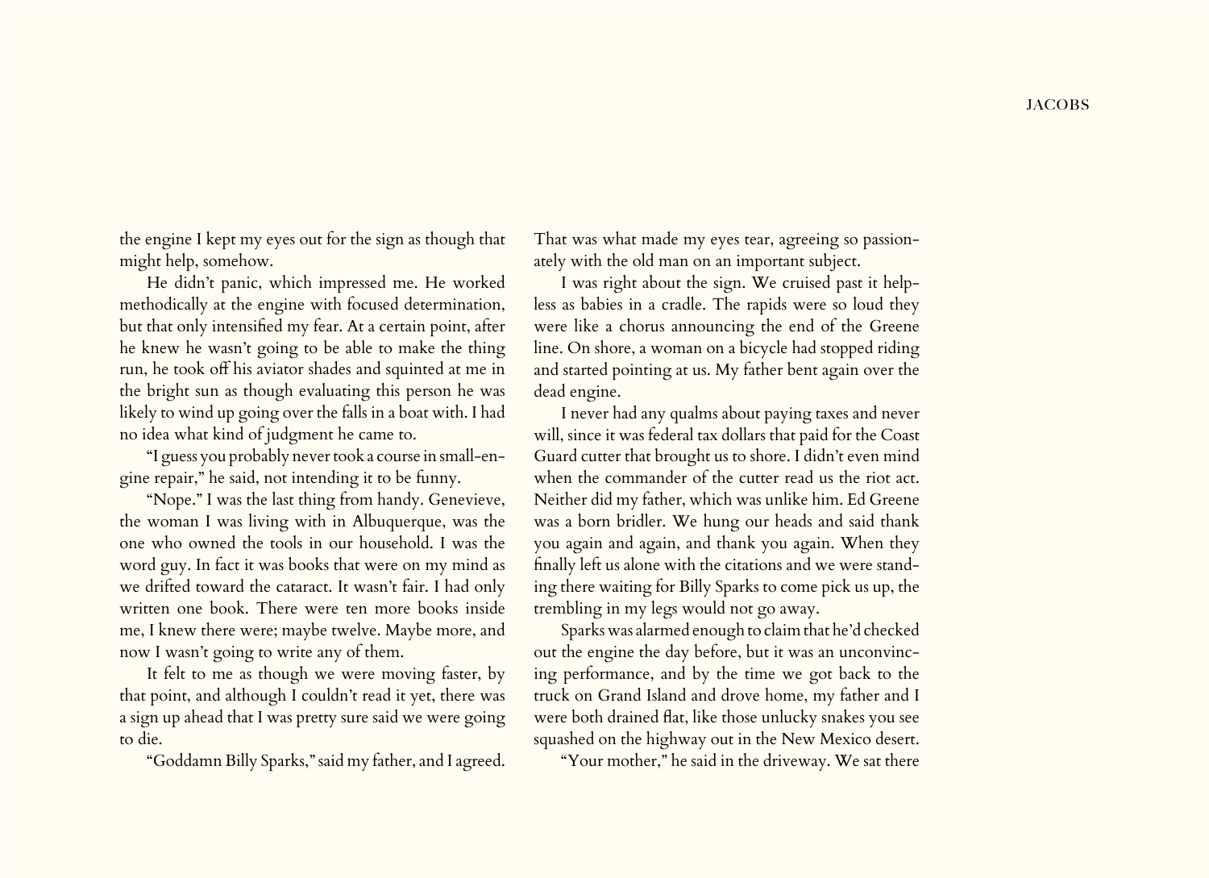the engine I kept my eyes out for the sign as though that might help, somehow.

He didn't panic, which impressed me. He worked methodically at the engine with focused determination, but that only intensified my fear. At a certain point, after he knew he wasn't going to be able to make the thing run, he took off his aviator shades and squinted at me in the bright sun as though evaluating this person he was likely to wind up going over the falls in a boat with. I had no idea what kind of judgment he came to.

"I guess you probably never took a course in small-engine repair," he said, not intending it to be funny.

"Nope." I was the last thing from handy. Genevieve, the woman I was living with in Albuquerque, was the one who owned the tools in our household. I was the word guy. In fact it was books that were on my mind as we drifted toward the cataract. It wasn't fair. I had only written one book. There were ten more books inside me, I knew there were; maybe twelve. Maybe more, and now I wasn't going to write any of them.

It felt to me as though we were moving faster, by that point, and although I couldn't read it yet, there was a sign up ahead that I was pretty sure said we were going to die.

"Goddamn Billy Sparks," said my father, and I agreed. That was what made my eyes tear, agreeing so passionately with the old man on an important subject.

I was right about the sign. We cruised past it helpless as babies in a cradle. The rapids were so loud they were like a chorus announcing the end of the Greene line. On shore, a woman on a bicycle had stopped riding and started pointing at us. My father bent again over the dead engine.

I never had any qualms about paying taxes and never will, since it was federal tax dollars that paid for the Coast Guard cutter that brought us to shore. I didn't even mind when the commander of the cutter read us the riot act. Neither did my father, which was unlike him. Ed Greene was a born bridler. We hung our heads and said thank you again and again, and thank you again. When they finally left us alone with the citations and we were standing there waiting for Billy Sparks to come pick us up, the trembling in my legs would not go away.

Sparks was alarmed enough to claim that he'd checked out the engine the day before, but it was an unconvincing performance, and by the time we got back to the truck on Grand Island and drove home, my father and I were both drained flat, like those unlucky snakes you see squashed on the highway out in the New Mexico desert.

"Your mother," he said in the driveway. We sat there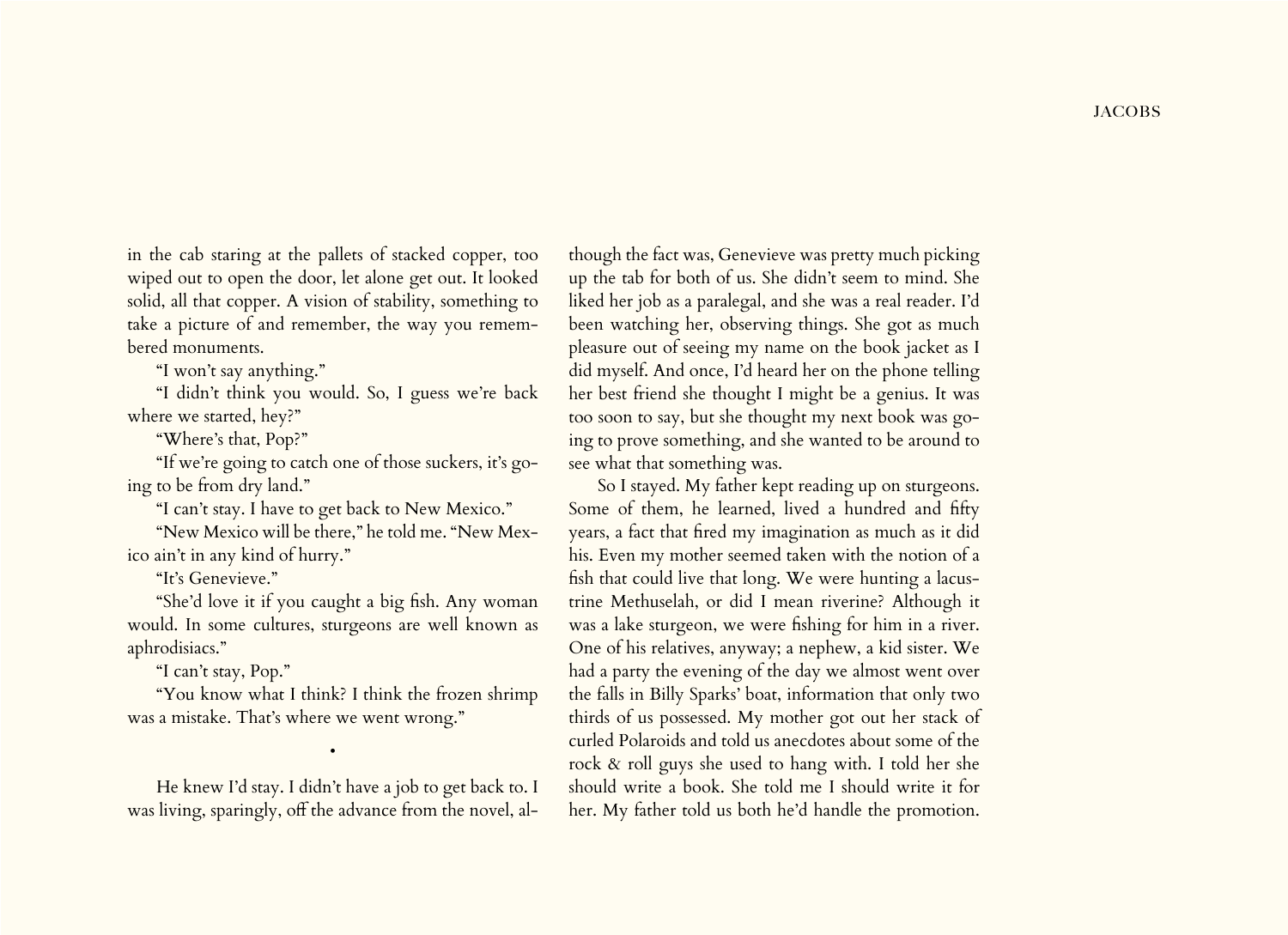in the cab staring at the pallets of stacked copper, too wiped out to open the door, let alone get out. It looked solid, all that copper. A vision of stability, something to take a picture of and remember, the way you remembered monuments.

"I won't say anything."

"I didn't think you would. So, I guess we're back where we started, hey?"

"Where's that, Pop?"

"If we're going to catch one of those suckers, it's going to be from dry land."

"I can't stay. I have to get back to New Mexico."

"New Mexico will be there," he told me. "New Mexico ain't in any kind of hurry."

"It's Genevieve."

"She'd love it if you caught a big fish. Any woman would. In some cultures, sturgeons are well known as aphrodisiacs."

"I can't stay, Pop."

"You know what I think? I think the frozen shrimp was a mistake. That's where we went wrong."

•

He knew I'd stay. I didn't have a job to get back to. I was living, sparingly, off the advance from the novel, although the fact was, Genevieve was pretty much picking up the tab for both of us. She didn't seem to mind. She liked her job as a paralegal, and she was a real reader. I'd been watching her, observing things. She got as much pleasure out of seeing my name on the book jacket as I did myself. And once, I'd heard her on the phone telling her best friend she thought I might be a genius. It was too soon to say, but she thought my next book was going to prove something, and she wanted to be around to see what that something was.

So I stayed. My father kept reading up on sturgeons. Some of them, he learned, lived a hundred and fifty years, a fact that fired my imagination as much as it did his. Even my mother seemed taken with the notion of a fish that could live that long. We were hunting a lacustrine Methuselah, or did I mean riverine? Although it was a lake sturgeon, we were fishing for him in a river. One of his relatives, anyway; a nephew, a kid sister. We had a party the evening of the day we almost went over the falls in Billy Sparks' boat, information that only two thirds of us possessed. My mother got out her stack of curled Polaroids and told us anecdotes about some of the rock & roll guys she used to hang with. I told her she should write a book. She told me I should write it for her. My father told us both he'd handle the promotion.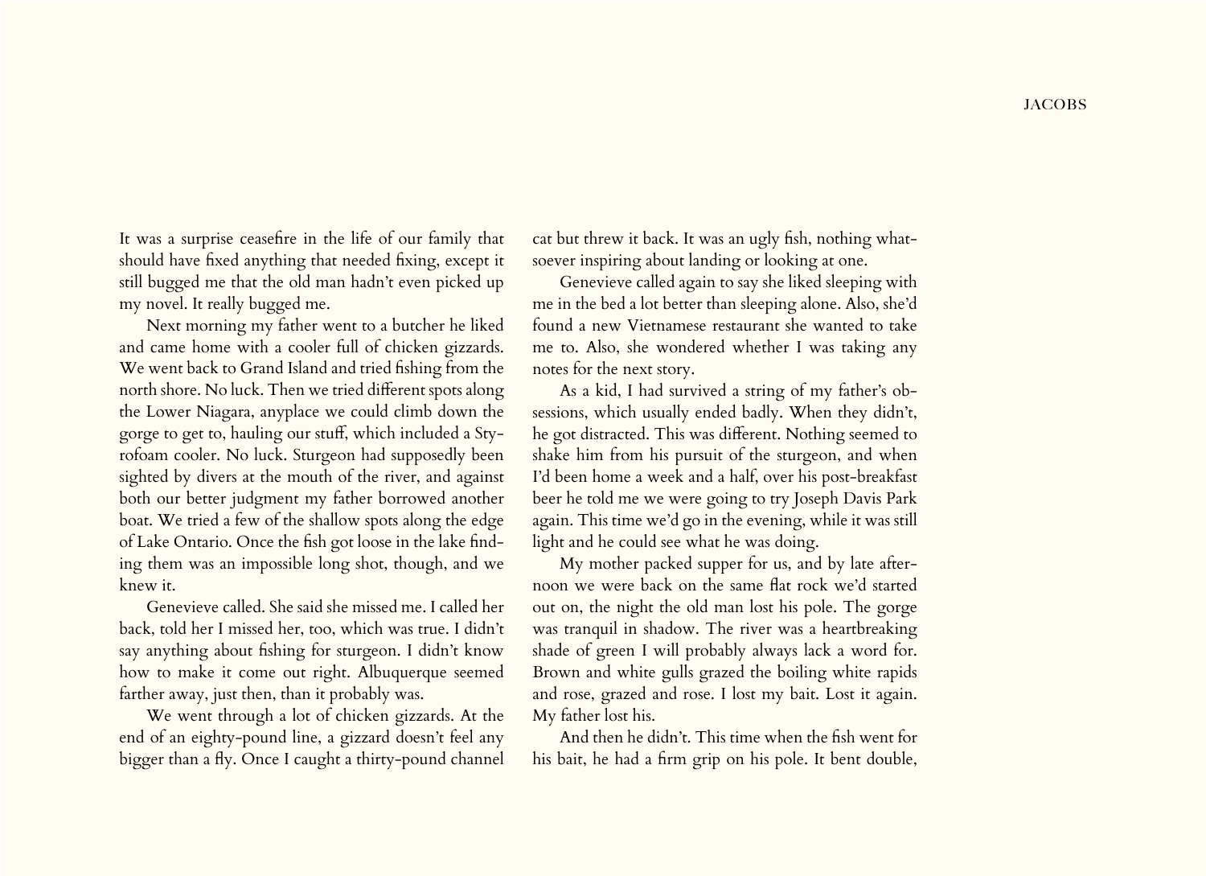It was a surprise ceasefire in the life of our family that should have fixed anything that needed fixing, except it still bugged me that the old man hadn't even picked up my novel. It really bugged me.

Next morning my father went to a butcher he liked and came home with a cooler full of chicken gizzards. We went back to Grand Island and tried fishing from the north shore. No luck. Then we tried different spots along the Lower Niagara, anyplace we could climb down the gorge to get to, hauling our stuff, which included a Styrofoam cooler. No luck. Sturgeon had supposedly been sighted by divers at the mouth of the river, and against both our better judgment my father borrowed another boat. We tried a few of the shallow spots along the edge of Lake Ontario. Once the fish got loose in the lake finding them was an impossible long shot, though, and we knew it.

Genevieve called. She said she missed me. I called her back, told her I missed her, too, which was true. I didn't say anything about fishing for sturgeon. I didn't know how to make it come out right. Albuquerque seemed farther away, just then, than it probably was.

We went through a lot of chicken gizzards. At the end of an eighty-pound line, a gizzard doesn't feel any bigger than a fly. Once I caught a thirty-pound channel cat but threw it back. It was an ugly fish, nothing whatsoever inspiring about landing or looking at one.

Genevieve called again to say she liked sleeping with me in the bed a lot better than sleeping alone. Also, she'd found a new Vietnamese restaurant she wanted to take me to. Also, she wondered whether I was taking any notes for the next story.

As a kid, I had survived a string of my father's obsessions, which usually ended badly. When they didn't, he got distracted. This was different. Nothing seemed to shake him from his pursuit of the sturgeon, and when I'd been home a week and a half, over his post-breakfast beer he told me we were going to try Joseph Davis Park again. This time we'd go in the evening, while it was still light and he could see what he was doing.

My mother packed supper for us, and by late afternoon we were back on the same flat rock we'd started out on, the night the old man lost his pole. The gorge was tranquil in shadow. The river was a heartbreaking shade of green I will probably always lack a word for. Brown and white gulls grazed the boiling white rapids and rose, grazed and rose. I lost my bait. Lost it again. My father lost his.

And then he didn't. This time when the fish went for his bait, he had a firm grip on his pole. It bent double,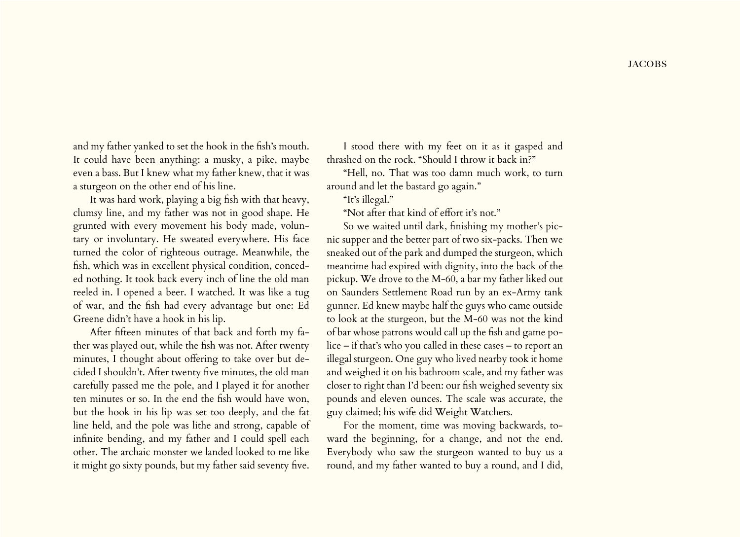and my father yanked to set the hook in the fish's mouth. It could have been anything: a musky, a pike, maybe even a bass. But I knew what my father knew, that it was a sturgeon on the other end of his line.

It was hard work, playing a big fish with that heavy, clumsy line, and my father was not in good shape. He grunted with every movement his body made, voluntary or involuntary. He sweated everywhere. His face turned the color of righteous outrage. Meanwhile, the fish, which was in excellent physical condition, conceded nothing. It took back every inch of line the old man reeled in. I opened a beer. I watched. It was like a tug of war, and the fish had every advantage but one: Ed Greene didn't have a hook in his lip.

After fifteen minutes of that back and forth my father was played out, while the fish was not. After twenty minutes, I thought about offering to take over but decided I shouldn't. After twenty five minutes, the old man carefully passed me the pole, and I played it for another ten minutes or so. In the end the fish would have won, but the hook in his lip was set too deeply, and the fat line held, and the pole was lithe and strong, capable of infinite bending, and my father and I could spell each other. The archaic monster we landed looked to me like it might go sixty pounds, but my father said seventy five.

I stood there with my feet on it as it gasped and thrashed on the rock. "Should I throw it back in?"

"Hell, no. That was too damn much work, to turn around and let the bastard go again."

"It's illegal."

"Not after that kind of effort it's not."

So we waited until dark, finishing my mother's picnic supper and the better part of two six-packs. Then we sneaked out of the park and dumped the sturgeon, which meantime had expired with dignity, into the back of the pickup. We drove to the M-60, a bar my father liked out on Saunders Settlement Road run by an ex-Army tank gunner. Ed knew maybe half the guys who came outside to look at the sturgeon, but the M-60 was not the kind of bar whose patrons would call up the fish and game police – if that's who you called in these cases – to report an illegal sturgeon. One guy who lived nearby took it home and weighed it on his bathroom scale, and my father was closer to right than I'd been: our fish weighed seventy six pounds and eleven ounces. The scale was accurate, the guy claimed; his wife did Weight Watchers.

For the moment, time was moving backwards, toward the beginning, for a change, and not the end. Everybody who saw the sturgeon wanted to buy us a round, and my father wanted to buy a round, and I did,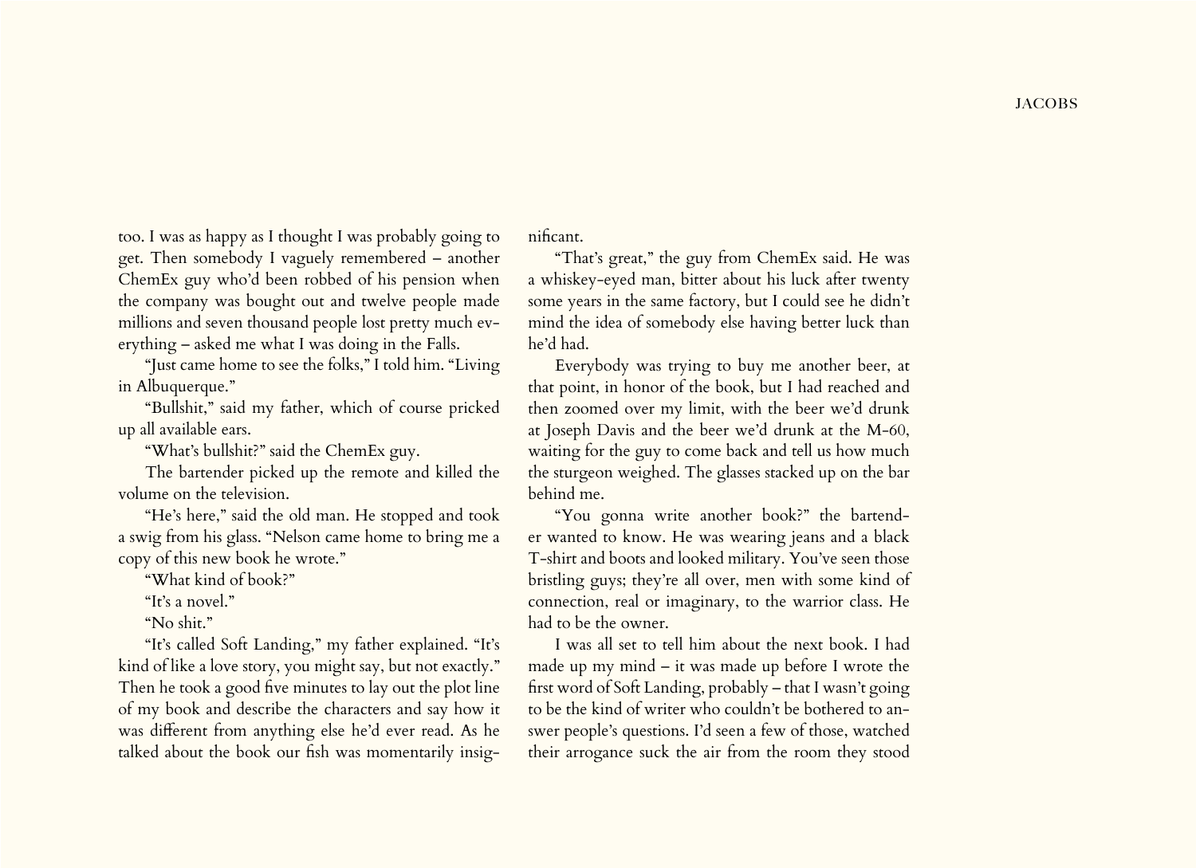too. I was as happy as I thought I was probably going to get. Then somebody I vaguely remembered – another ChemEx guy who'd been robbed of his pension when the company was bought out and twelve people made millions and seven thousand people lost pretty much everything – asked me what I was doing in the Falls.

"Just came home to see the folks," I told him. "Living in Albuquerque."

"Bullshit," said my father, which of course pricked up all available ears.

"What's bullshit?" said the ChemEx guy.

The bartender picked up the remote and killed the volume on the television.

"He's here," said the old man. He stopped and took a swig from his glass. "Nelson came home to bring me a copy of this new book he wrote."

"What kind of book?"

"It's a novel."

"No shit."

"It's called Soft Landing," my father explained. "It's kind of like a love story, you might say, but not exactly." Then he took a good five minutes to lay out the plot line of my book and describe the characters and say how it was different from anything else he'd ever read. As he talked about the book our fish was momentarily insignificant.

"That's great," the guy from ChemEx said. He was a whiskey-eyed man, bitter about his luck after twenty some years in the same factory, but I could see he didn't mind the idea of somebody else having better luck than he'd had.

Everybody was trying to buy me another beer, at that point, in honor of the book, but I had reached and then zoomed over my limit, with the beer we'd drunk at Joseph Davis and the beer we'd drunk at the M-60, waiting for the guy to come back and tell us how much the sturgeon weighed. The glasses stacked up on the bar behind me.

"You gonna write another book?" the bartender wanted to know. He was wearing jeans and a black T-shirt and boots and looked military. You've seen those bristling guys; they're all over, men with some kind of connection, real or imaginary, to the warrior class. He had to be the owner.

I was all set to tell him about the next book. I had made up my mind – it was made up before I wrote the first word of Soft Landing, probably – that I wasn't going to be the kind of writer who couldn't be bothered to answer people's questions. I'd seen a few of those, watched their arrogance suck the air from the room they stood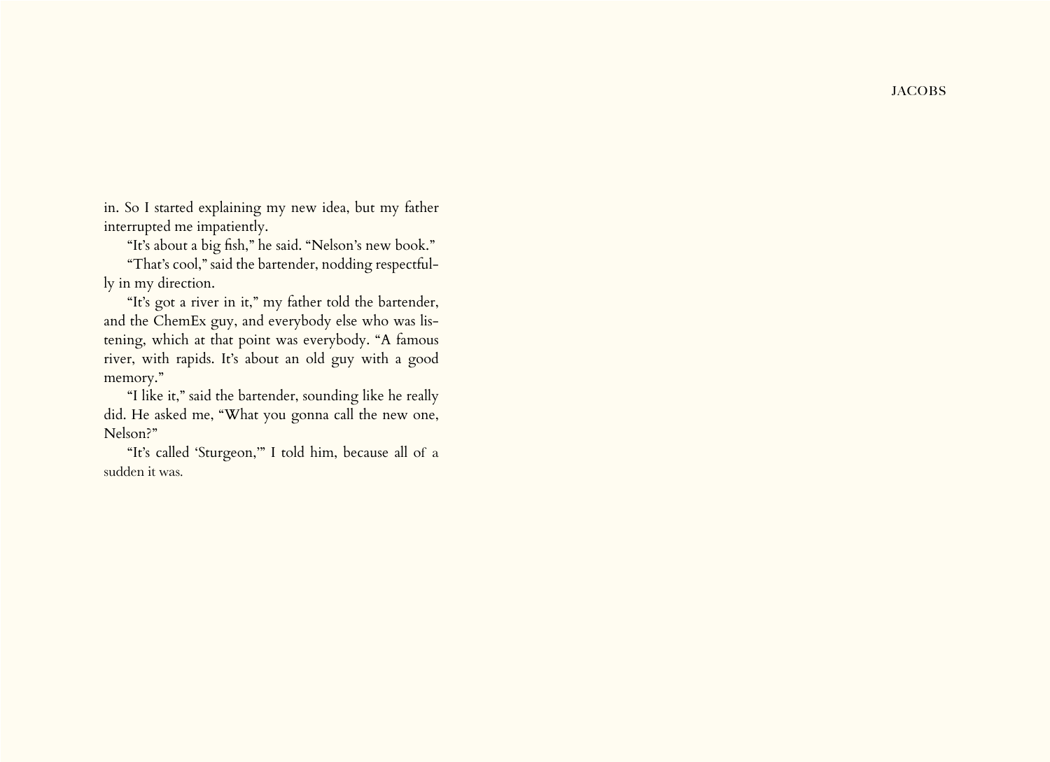in. So I started explaining my new idea, but my father interrupted me impatiently.

"It's about a big fish," he said. "Nelson's new book."

"That's cool," said the bartender, nodding respectfully in my direction.

"It's got a river in it," my father told the bartender, and the ChemEx guy, and everybody else who was listening, which at that point was everybody. "A famous river, with rapids. It's about an old guy with a good memory."

"I like it," said the bartender, sounding like he really did. He asked me, "What you gonna call the new one, Nelson?"

"It's called 'Sturgeon,'" I told him, because all of a sudden it was.